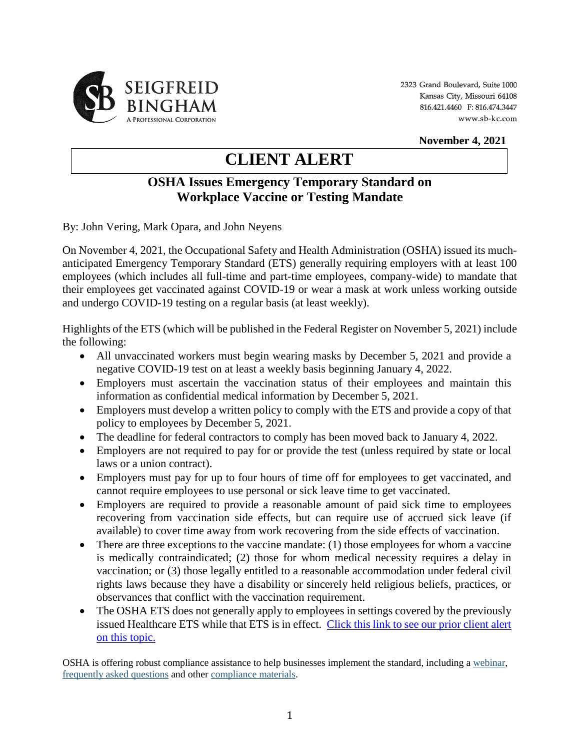SEIGFREID BINGHAM
A PROFESSIONAL CORPORATION

2323 Grand Boulevard, Suite 1000
Kansas City, Missouri 64108
816.421.4460 F: 816.474.3447
www.sb-kc.com

**November 4, 2021**

# CLIENT ALERT

## OSHA Issues Emergency Temporary Standard on Workplace Vaccine or Testing Mandate

By: John Vering, Mark Opara, and John Neyens

On November 4, 2021, the Occupational Safety and Health Administration (OSHA) issued its much-anticipated Emergency Temporary Standard (ETS) generally requiring employers with at least 100 employees (which includes all full-time and part-time employees, company-wide) to mandate that their employees get vaccinated against COVID-19 or wear a mask at work unless working outside and undergo COVID-19 testing on a regular basis (at least weekly).

Highlights of the ETS (which will be published in the Federal Register on November 5, 2021) include the following:

- All unvaccinated workers must begin wearing masks by December 5, 2021 and provide a negative COVID-19 test on at least a weekly basis beginning January 4, 2022.
- Employers must ascertain the vaccination status of their employees and maintain this information as confidential medical information by December 5, 2021.
- Employers must develop a written policy to comply with the ETS and provide a copy of that policy to employees by December 5, 2021.
- The deadline for federal contractors to comply has been moved back to January 4, 2022.
- Employers are not required to pay for or provide the test (unless required by state or local laws or a union contract).
- Employers must pay for up to four hours of time off for employees to get vaccinated, and cannot require employees to use personal or sick leave time to get vaccinated.
- Employers are required to provide a reasonable amount of paid sick time to employees recovering from vaccination side effects, but can require use of accrued sick leave (if available) to cover time away from work recovering from the side effects of vaccination.
- There are three exceptions to the vaccine mandate: (1) those employees for whom a vaccine is medically contraindicated; (2) those for whom medical necessity requires a delay in vaccination; or (3) those legally entitled to a reasonable accommodation under federal civil rights laws because they have a disability or sincerely held religious beliefs, practices, or observances that conflict with the vaccination requirement.
- The OSHA ETS does not generally apply to employees in settings covered by the previously issued Healthcare ETS while that ETS is in effect. Click this link to see our prior client alert on this topic.

OSHA is offering robust compliance assistance to help businesses implement the standard, including a webinar, frequently asked questions and other compliance materials.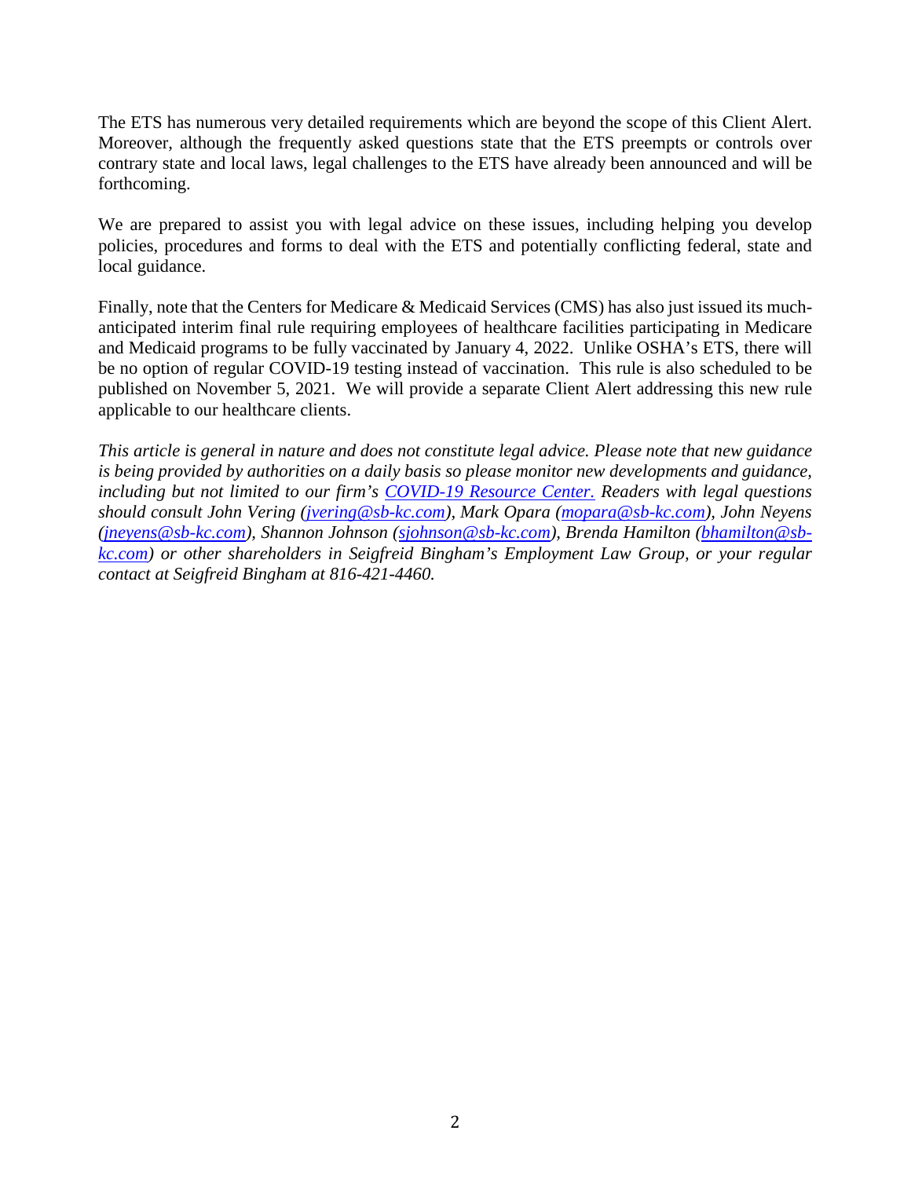The ETS has numerous very detailed requirements which are beyond the scope of this Client Alert. Moreover, although the frequently asked questions state that the ETS preempts or controls over contrary state and local laws, legal challenges to the ETS have already been announced and will be forthcoming.

We are prepared to assist you with legal advice on these issues, including helping you develop policies, procedures and forms to deal with the ETS and potentially conflicting federal, state and local guidance.

Finally, note that the Centers for Medicare & Medicaid Services (CMS) has also just issued its much-anticipated interim final rule requiring employees of healthcare facilities participating in Medicare and Medicaid programs to be fully vaccinated by January 4, 2022. Unlike OSHA's ETS, there will be no option of regular COVID-19 testing instead of vaccination. This rule is also scheduled to be published on November 5, 2021. We will provide a separate Client Alert addressing this new rule applicable to our healthcare clients.

*This article is general in nature and does not constitute legal advice. Please note that new guidance is being provided by authorities on a daily basis so please monitor new developments and guidance, including but not limited to our firm's COVID-19 Resource Center. Readers with legal questions should consult John Vering (jvering@sb-kc.com), Mark Opara (mopara@sb-kc.com), John Neyens (jneyens@sb-kc.com), Shannon Johnson (sjohnson@sb-kc.com), Brenda Hamilton (bhamilton@sb-kc.com) or other shareholders in Seigfreid Bingham's Employment Law Group, or your regular contact at Seigfreid Bingham at 816-421-4460.*